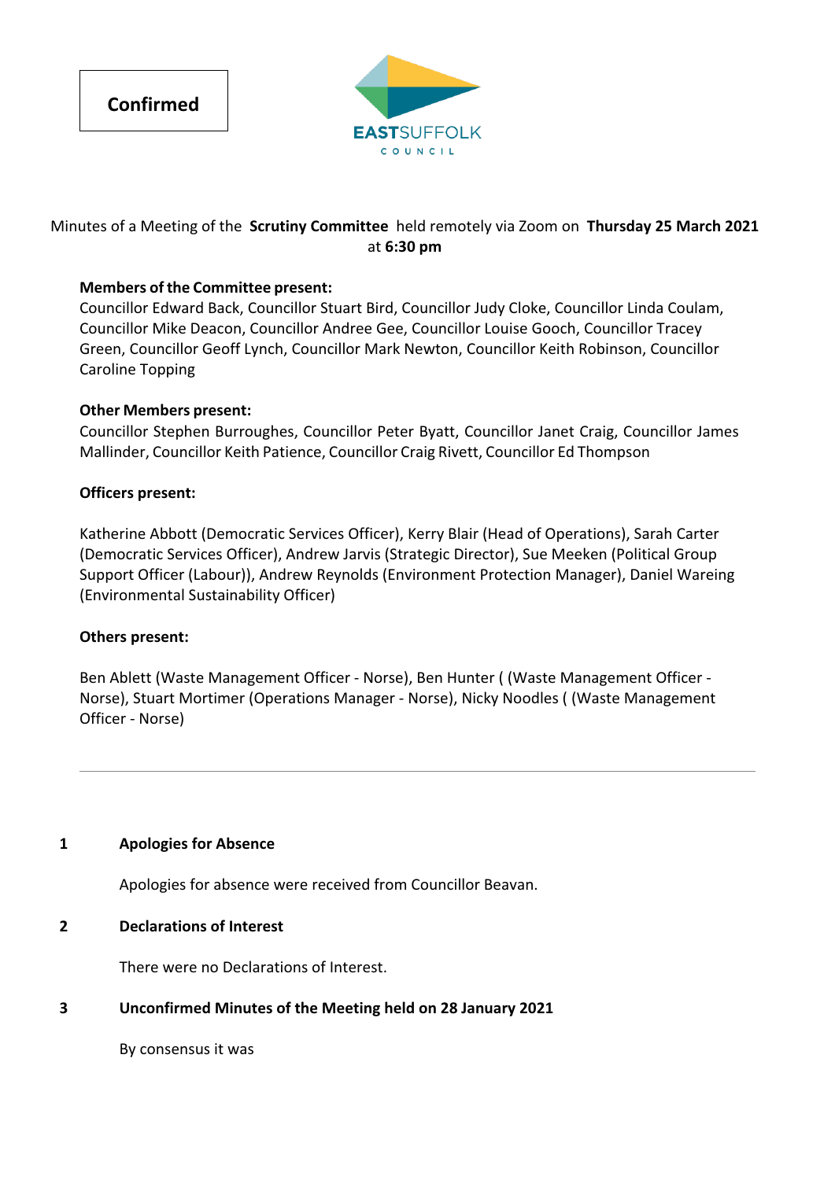**Confirmed**

EASTSUFFOLK COUNCIL

Minutes of a Meeting of the **Scrutiny Committee** held remotely via Zoom on **Thursday 25 March 2021** at **6:30 pm**

**Members of the Committee present:**
Councillor Edward Back, Councillor Stuart Bird, Councillor Judy Cloke, Councillor Linda Coulam, Councillor Mike Deacon, Councillor Andree Gee, Councillor Louise Gooch, Councillor Tracey Green, Councillor Geoff Lynch, Councillor Mark Newton, Councillor Keith Robinson, Councillor Caroline Topping

**Other Members present:**
Councillor Stephen Burroughes, Councillor Peter Byatt, Councillor Janet Craig, Councillor James Mallinder, Councillor Keith Patience, Councillor Craig Rivett, Councillor Ed Thompson

**Officers present:**

Katherine Abbott (Democratic Services Officer), Kerry Blair (Head of Operations), Sarah Carter (Democratic Services Officer), Andrew Jarvis (Strategic Director), Sue Meeken (Political Group Support Officer (Labour)), Andrew Reynolds (Environment Protection Manager), Daniel Wareing (Environmental Sustainability Officer)

**Others present:**

Ben Ablett (Waste Management Officer - Norse), Ben Hunter ( (Waste Management Officer - Norse), Stuart Mortimer (Operations Manager - Norse), Nicky Noodles ( (Waste Management Officer - Norse)

---

## 1 Apologies for Absence

Apologies for absence were received from Councillor Beavan.

## 2 Declarations of Interest

There were no Declarations of Interest.

## 3 Unconfirmed Minutes of the Meeting held on 28 January 2021

By consensus it was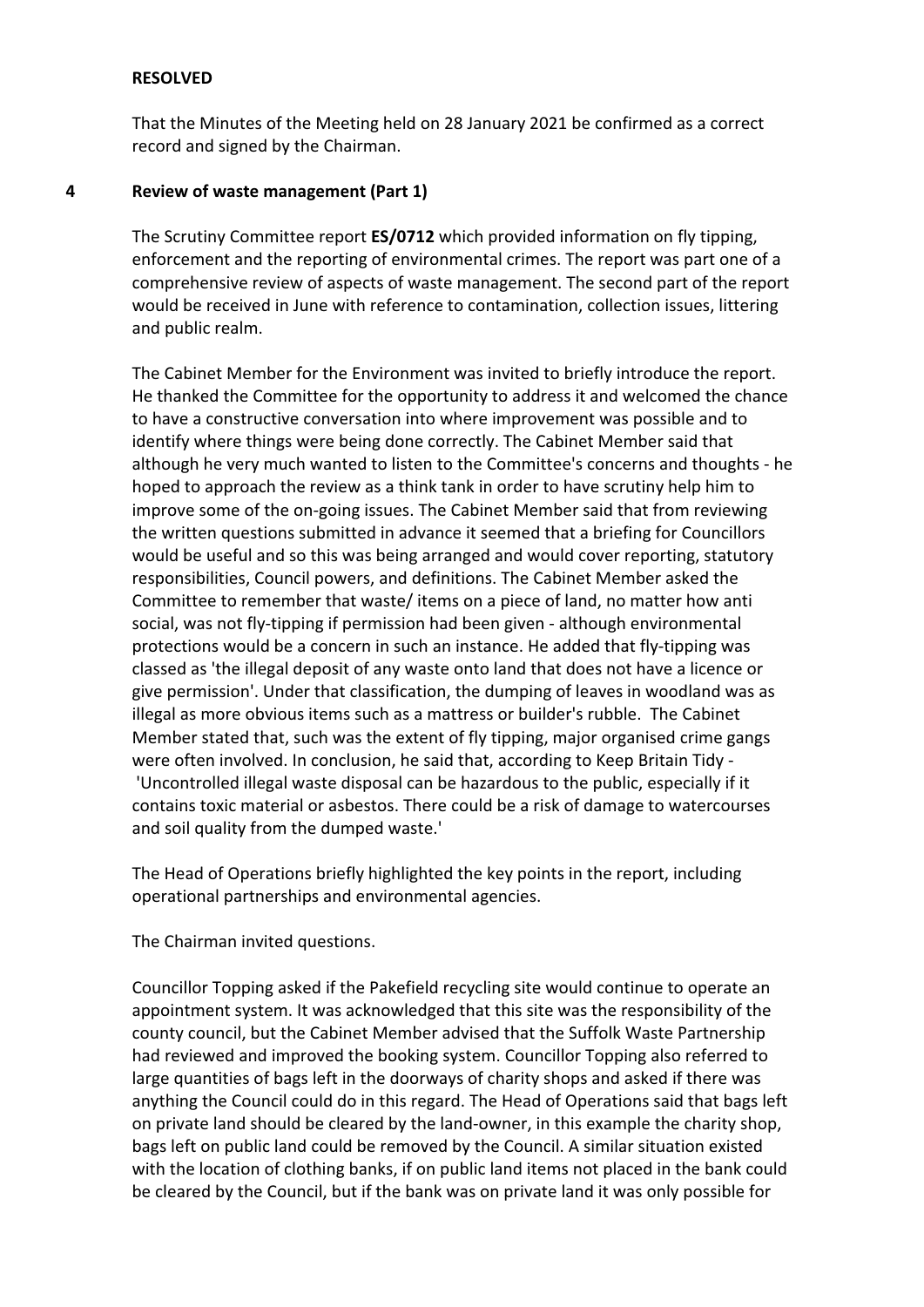**RESOLVED**

That the Minutes of the Meeting held on 28 January 2021 be confirmed as a correct record and signed by the Chairman.

## 4 Review of waste management (Part 1)

The Scrutiny Committee report **ES/0712** which provided information on fly tipping, enforcement and the reporting of environmental crimes. The report was part one of a comprehensive review of aspects of waste management. The second part of the report would be received in June with reference to contamination, collection issues, littering and public realm.

The Cabinet Member for the Environment was invited to briefly introduce the report. He thanked the Committee for the opportunity to address it and welcomed the chance to have a constructive conversation into where improvement was possible and to identify where things were being done correctly. The Cabinet Member said that although he very much wanted to listen to the Committee's concerns and thoughts - he hoped to approach the review as a think tank in order to have scrutiny help him to improve some of the on-going issues. The Cabinet Member said that from reviewing the written questions submitted in advance it seemed that a briefing for Councillors would be useful and so this was being arranged and would cover reporting, statutory responsibilities, Council powers, and definitions. The Cabinet Member asked the Committee to remember that waste/ items on a piece of land, no matter how anti social, was not fly-tipping if permission had been given - although environmental protections would be a concern in such an instance. He added that fly-tipping was classed as 'the illegal deposit of any waste onto land that does not have a licence or give permission'. Under that classification, the dumping of leaves in woodland was as illegal as more obvious items such as a mattress or builder's rubble. The Cabinet Member stated that, such was the extent of fly tipping, major organised crime gangs were often involved. In conclusion, he said that, according to Keep Britain Tidy - 'Uncontrolled illegal waste disposal can be hazardous to the public, especially if it contains toxic material or asbestos. There could be a risk of damage to watercourses and soil quality from the dumped waste.'

The Head of Operations briefly highlighted the key points in the report, including operational partnerships and environmental agencies.

The Chairman invited questions.

Councillor Topping asked if the Pakefield recycling site would continue to operate an appointment system. It was acknowledged that this site was the responsibility of the county council, but the Cabinet Member advised that the Suffolk Waste Partnership had reviewed and improved the booking system. Councillor Topping also referred to large quantities of bags left in the doorways of charity shops and asked if there was anything the Council could do in this regard. The Head of Operations said that bags left on private land should be cleared by the land-owner, in this example the charity shop, bags left on public land could be removed by the Council. A similar situation existed with the location of clothing banks, if on public land items not placed in the bank could be cleared by the Council, but if the bank was on private land it was only possible for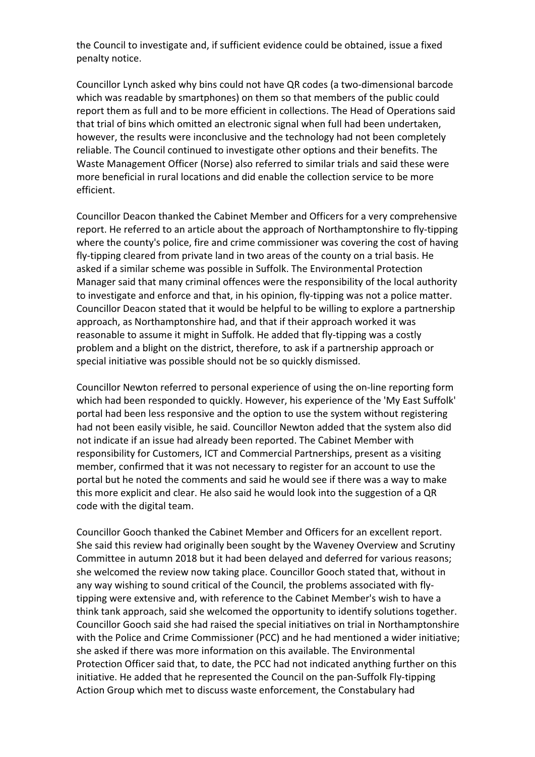the Council to investigate and, if sufficient evidence could be obtained, issue a fixed penalty notice.

Councillor Lynch asked why bins could not have QR codes (a two-dimensional barcode which was readable by smartphones) on them so that members of the public could report them as full and to be more efficient in collections. The Head of Operations said that trial of bins which omitted an electronic signal when full had been undertaken, however, the results were inconclusive and the technology had not been completely reliable. The Council continued to investigate other options and their benefits. The Waste Management Officer (Norse) also referred to similar trials and said these were more beneficial in rural locations and did enable the collection service to be more efficient.

Councillor Deacon thanked the Cabinet Member and Officers for a very comprehensive report. He referred to an article about the approach of Northamptonshire to fly-tipping where the county's police, fire and crime commissioner was covering the cost of having fly-tipping cleared from private land in two areas of the county on a trial basis. He asked if a similar scheme was possible in Suffolk. The Environmental Protection Manager said that many criminal offences were the responsibility of the local authority to investigate and enforce and that, in his opinion, fly-tipping was not a police matter. Councillor Deacon stated that it would be helpful to be willing to explore a partnership approach, as Northamptonshire had, and that if their approach worked it was reasonable to assume it might in Suffolk. He added that fly-tipping was a costly problem and a blight on the district, therefore, to ask if a partnership approach or special initiative was possible should not be so quickly dismissed.

Councillor Newton referred to personal experience of using the on-line reporting form which had been responded to quickly. However, his experience of the 'My East Suffolk' portal had been less responsive and the option to use the system without registering had not been easily visible, he said. Councillor Newton added that the system also did not indicate if an issue had already been reported. The Cabinet Member with responsibility for Customers, ICT and Commercial Partnerships, present as a visiting member, confirmed that it was not necessary to register for an account to use the portal but he noted the comments and said he would see if there was a way to make this more explicit and clear. He also said he would look into the suggestion of a QR code with the digital team.

Councillor Gooch thanked the Cabinet Member and Officers for an excellent report. She said this review had originally been sought by the Waveney Overview and Scrutiny Committee in autumn 2018 but it had been delayed and deferred for various reasons; she welcomed the review now taking place. Councillor Gooch stated that, without in any way wishing to sound critical of the Council, the problems associated with fly-tipping were extensive and, with reference to the Cabinet Member's wish to have a think tank approach, said she welcomed the opportunity to identify solutions together. Councillor Gooch said she had raised the special initiatives on trial in Northamptonshire with the Police and Crime Commissioner (PCC) and he had mentioned a wider initiative; she asked if there was more information on this available. The Environmental Protection Officer said that, to date, the PCC had not indicated anything further on this initiative. He added that he represented the Council on the pan-Suffolk Fly-tipping Action Group which met to discuss waste enforcement, the Constabulary had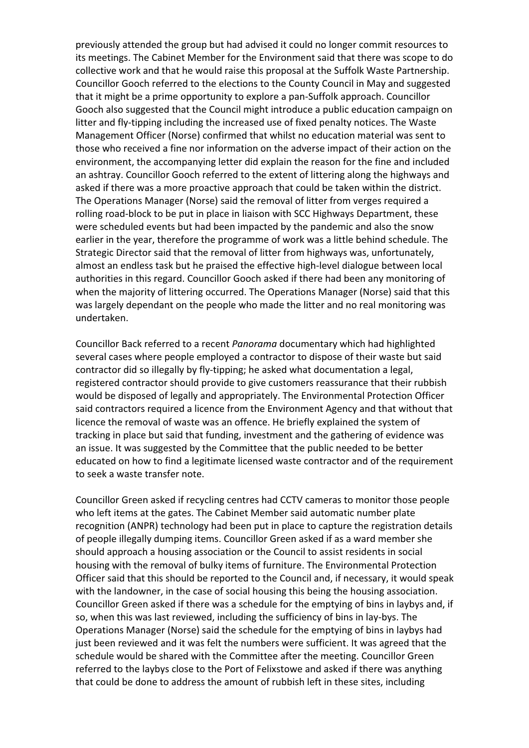previously attended the group but had advised it could no longer commit resources to its meetings. The Cabinet Member for the Environment said that there was scope to do collective work and that he would raise this proposal at the Suffolk Waste Partnership. Councillor Gooch referred to the elections to the County Council in May and suggested that it might be a prime opportunity to explore a pan-Suffolk approach. Councillor Gooch also suggested that the Council might introduce a public education campaign on litter and fly-tipping including the increased use of fixed penalty notices. The Waste Management Officer (Norse) confirmed that whilst no education material was sent to those who received a fine nor information on the adverse impact of their action on the environment, the accompanying letter did explain the reason for the fine and included an ashtray. Councillor Gooch referred to the extent of littering along the highways and asked if there was a more proactive approach that could be taken within the district. The Operations Manager (Norse) said the removal of litter from verges required a rolling road-block to be put in place in liaison with SCC Highways Department, these were scheduled events but had been impacted by the pandemic and also the snow earlier in the year, therefore the programme of work was a little behind schedule. The Strategic Director said that the removal of litter from highways was, unfortunately, almost an endless task but he praised the effective high-level dialogue between local authorities in this regard. Councillor Gooch asked if there had been any monitoring of when the majority of littering occurred. The Operations Manager (Norse) said that this was largely dependant on the people who made the litter and no real monitoring was undertaken.

Councillor Back referred to a recent *Panorama* documentary which had highlighted several cases where people employed a contractor to dispose of their waste but said contractor did so illegally by fly-tipping; he asked what documentation a legal, registered contractor should provide to give customers reassurance that their rubbish would be disposed of legally and appropriately. The Environmental Protection Officer said contractors required a licence from the Environment Agency and that without that licence the removal of waste was an offence. He briefly explained the system of tracking in place but said that funding, investment and the gathering of evidence was an issue. It was suggested by the Committee that the public needed to be better educated on how to find a legitimate licensed waste contractor and of the requirement to seek a waste transfer note.

Councillor Green asked if recycling centres had CCTV cameras to monitor those people who left items at the gates. The Cabinet Member said automatic number plate recognition (ANPR) technology had been put in place to capture the registration details of people illegally dumping items. Councillor Green asked if as a ward member she should approach a housing association or the Council to assist residents in social housing with the removal of bulky items of furniture. The Environmental Protection Officer said that this should be reported to the Council and, if necessary, it would speak with the landowner, in the case of social housing this being the housing association. Councillor Green asked if there was a schedule for the emptying of bins in laybys and, if so, when this was last reviewed, including the sufficiency of bins in lay-bys. The Operations Manager (Norse) said the schedule for the emptying of bins in laybys had just been reviewed and it was felt the numbers were sufficient. It was agreed that the schedule would be shared with the Committee after the meeting. Councillor Green referred to the laybys close to the Port of Felixstowe and asked if there was anything that could be done to address the amount of rubbish left in these sites, including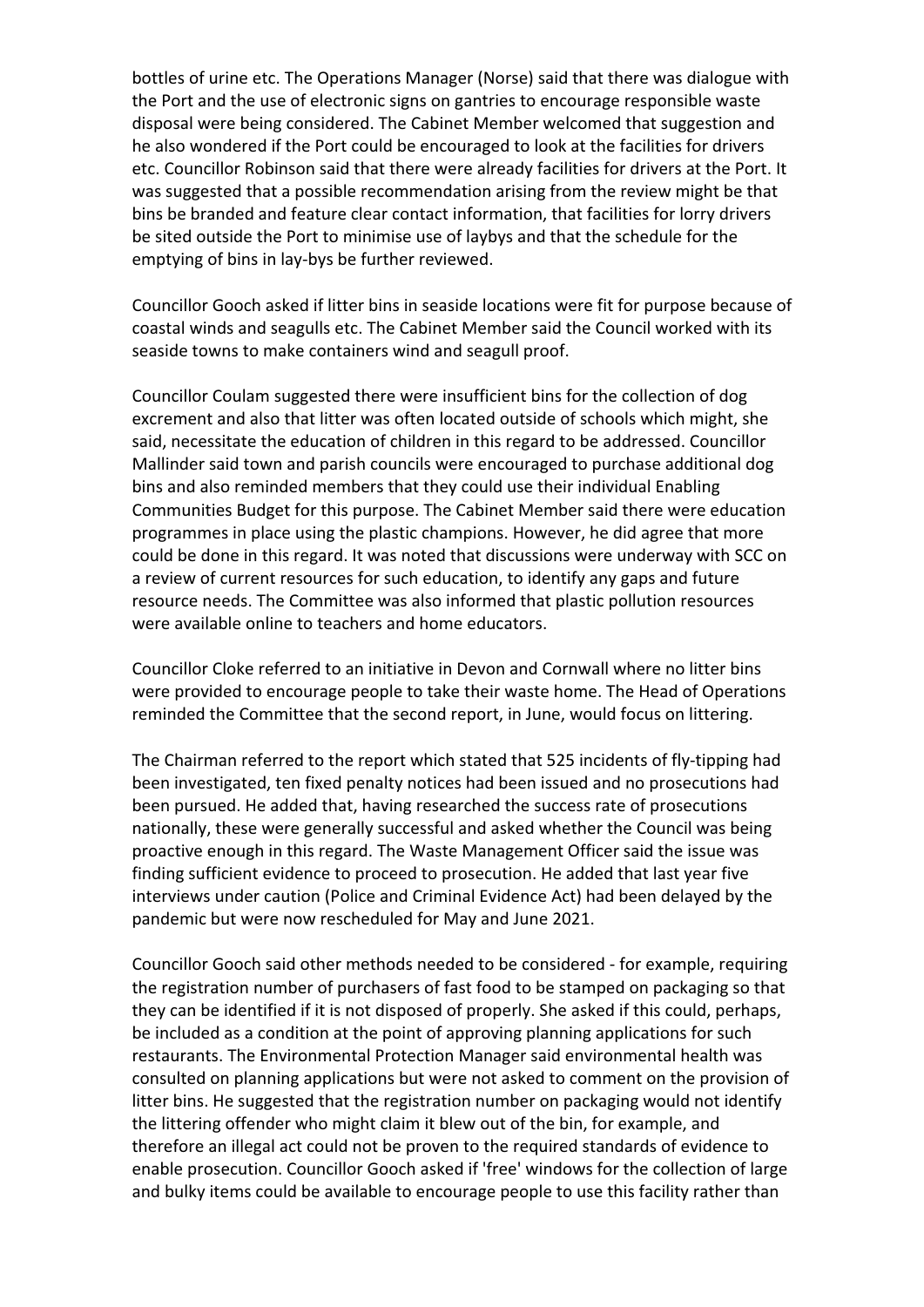bottles of urine etc. The Operations Manager (Norse) said that there was dialogue with the Port and the use of electronic signs on gantries to encourage responsible waste disposal were being considered. The Cabinet Member welcomed that suggestion and he also wondered if the Port could be encouraged to look at the facilities for drivers etc. Councillor Robinson said that there were already facilities for drivers at the Port. It was suggested that a possible recommendation arising from the review might be that bins be branded and feature clear contact information, that facilities for lorry drivers be sited outside the Port to minimise use of laybys and that the schedule for the emptying of bins in lay-bys be further reviewed.

Councillor Gooch asked if litter bins in seaside locations were fit for purpose because of coastal winds and seagulls etc. The Cabinet Member said the Council worked with its seaside towns to make containers wind and seagull proof.

Councillor Coulam suggested there were insufficient bins for the collection of dog excrement and also that litter was often located outside of schools which might, she said, necessitate the education of children in this regard to be addressed. Councillor Mallinder said town and parish councils were encouraged to purchase additional dog bins and also reminded members that they could use their individual Enabling Communities Budget for this purpose. The Cabinet Member said there were education programmes in place using the plastic champions. However, he did agree that more could be done in this regard. It was noted that discussions were underway with SCC on a review of current resources for such education, to identify any gaps and future resource needs. The Committee was also informed that plastic pollution resources were available online to teachers and home educators.

Councillor Cloke referred to an initiative in Devon and Cornwall where no litter bins were provided to encourage people to take their waste home. The Head of Operations reminded the Committee that the second report, in June, would focus on littering.

The Chairman referred to the report which stated that 525 incidents of fly-tipping had been investigated, ten fixed penalty notices had been issued and no prosecutions had been pursued. He added that, having researched the success rate of prosecutions nationally, these were generally successful and asked whether the Council was being proactive enough in this regard. The Waste Management Officer said the issue was finding sufficient evidence to proceed to prosecution. He added that last year five interviews under caution (Police and Criminal Evidence Act) had been delayed by the pandemic but were now rescheduled for May and June 2021.

Councillor Gooch said other methods needed to be considered - for example, requiring the registration number of purchasers of fast food to be stamped on packaging so that they can be identified if it is not disposed of properly. She asked if this could, perhaps, be included as a condition at the point of approving planning applications for such restaurants. The Environmental Protection Manager said environmental health was consulted on planning applications but were not asked to comment on the provision of litter bins. He suggested that the registration number on packaging would not identify the littering offender who might claim it blew out of the bin, for example, and therefore an illegal act could not be proven to the required standards of evidence to enable prosecution. Councillor Gooch asked if 'free' windows for the collection of large and bulky items could be available to encourage people to use this facility rather than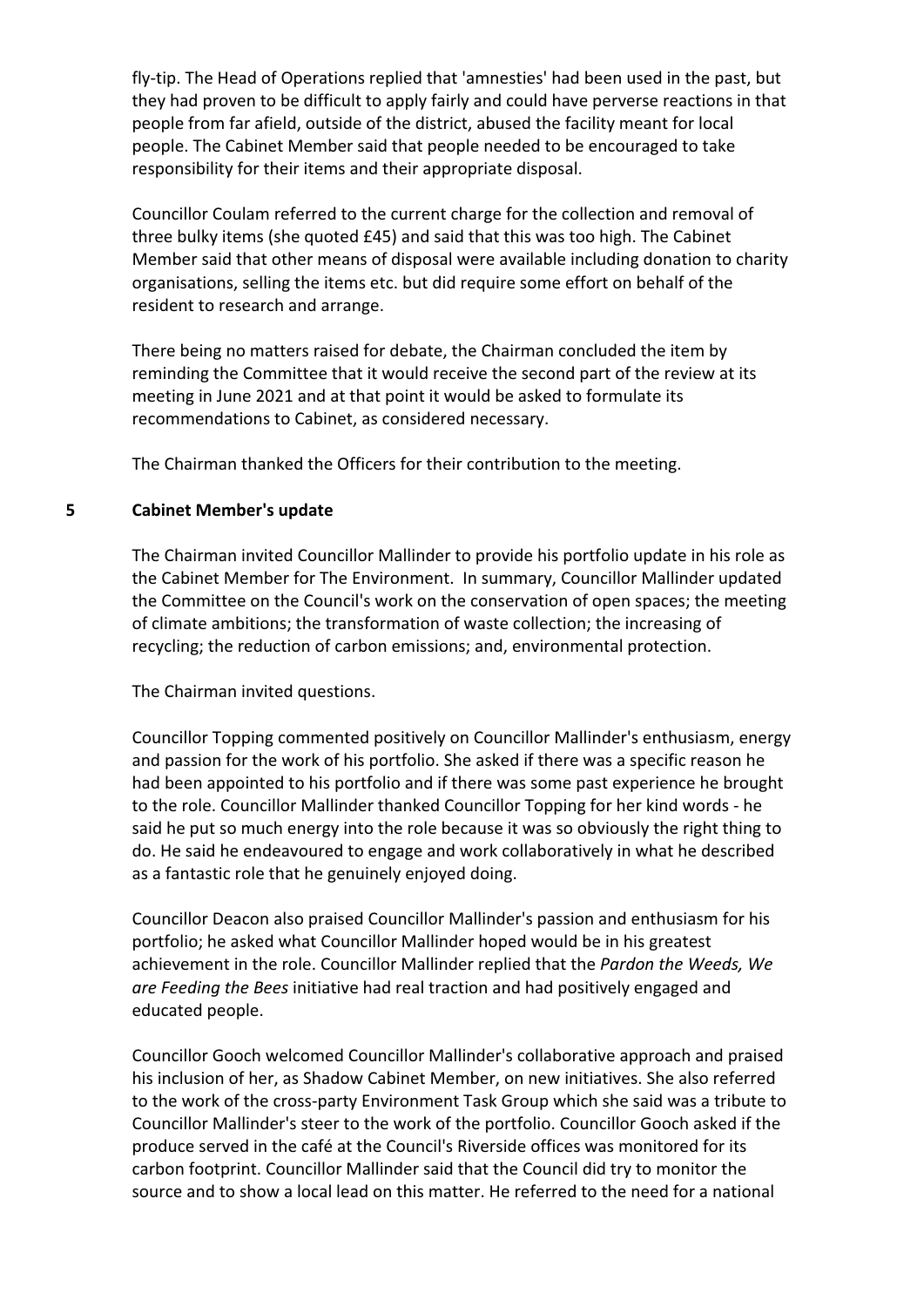fly-tip. The Head of Operations replied that 'amnesties' had been used in the past, but they had proven to be difficult to apply fairly and could have perverse reactions in that people from far afield, outside of the district, abused the facility meant for local people. The Cabinet Member said that people needed to be encouraged to take responsibility for their items and their appropriate disposal.

Councillor Coulam referred to the current charge for the collection and removal of three bulky items (she quoted £45) and said that this was too high. The Cabinet Member said that other means of disposal were available including donation to charity organisations, selling the items etc. but did require some effort on behalf of the resident to research and arrange.

There being no matters raised for debate, the Chairman concluded the item by reminding the Committee that it would receive the second part of the review at its meeting in June 2021 and at that point it would be asked to formulate its recommendations to Cabinet, as considered necessary.

The Chairman thanked the Officers for their contribution to the meeting.

## 5 Cabinet Member's update

The Chairman invited Councillor Mallinder to provide his portfolio update in his role as the Cabinet Member for The Environment. In summary, Councillor Mallinder updated the Committee on the Council's work on the conservation of open spaces; the meeting of climate ambitions; the transformation of waste collection; the increasing of recycling; the reduction of carbon emissions; and, environmental protection.

The Chairman invited questions.

Councillor Topping commented positively on Councillor Mallinder's enthusiasm, energy and passion for the work of his portfolio. She asked if there was a specific reason he had been appointed to his portfolio and if there was some past experience he brought to the role. Councillor Mallinder thanked Councillor Topping for her kind words - he said he put so much energy into the role because it was so obviously the right thing to do. He said he endeavoured to engage and work collaboratively in what he described as a fantastic role that he genuinely enjoyed doing.

Councillor Deacon also praised Councillor Mallinder's passion and enthusiasm for his portfolio; he asked what Councillor Mallinder hoped would be in his greatest achievement in the role. Councillor Mallinder replied that the *Pardon the Weeds, We are Feeding the Bees* initiative had real traction and had positively engaged and educated people.

Councillor Gooch welcomed Councillor Mallinder's collaborative approach and praised his inclusion of her, as Shadow Cabinet Member, on new initiatives. She also referred to the work of the cross-party Environment Task Group which she said was a tribute to Councillor Mallinder's steer to the work of the portfolio. Councillor Gooch asked if the produce served in the café at the Council's Riverside offices was monitored for its carbon footprint. Councillor Mallinder said that the Council did try to monitor the source and to show a local lead on this matter. He referred to the need for a national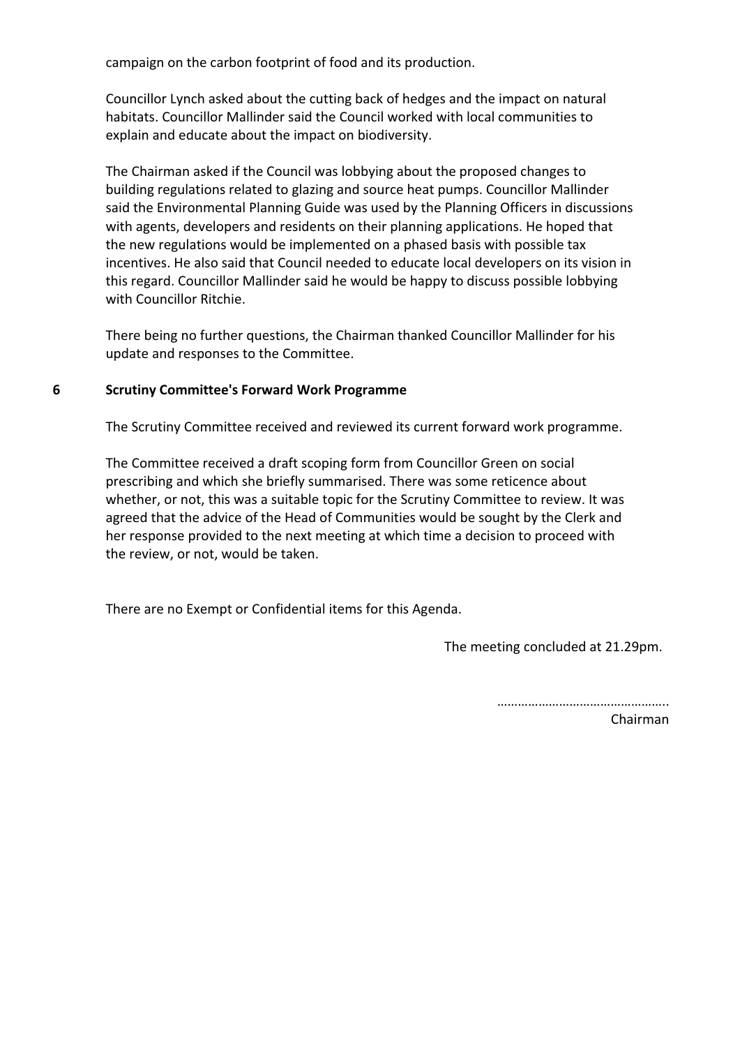campaign on the carbon footprint of food and its production.

Councillor Lynch asked about the cutting back of hedges and the impact on natural habitats. Councillor Mallinder said the Council worked with local communities to explain and educate about the impact on biodiversity.

The Chairman asked if the Council was lobbying about the proposed changes to building regulations related to glazing and source heat pumps. Councillor Mallinder said the Environmental Planning Guide was used by the Planning Officers in discussions with agents, developers and residents on their planning applications. He hoped that the new regulations would be implemented on a phased basis with possible tax incentives. He also said that Council needed to educate local developers on its vision in this regard. Councillor Mallinder said he would be happy to discuss possible lobbying with Councillor Ritchie.

There being no further questions, the Chairman thanked Councillor Mallinder for his update and responses to the Committee.

## 6 Scrutiny Committee's Forward Work Programme

The Scrutiny Committee received and reviewed its current forward work programme.

The Committee received a draft scoping form from Councillor Green on social prescribing and which she briefly summarised. There was some reticence about whether, or not, this was a suitable topic for the Scrutiny Committee to review. It was agreed that the advice of the Head of Communities would be sought by the Clerk and her response provided to the next meeting at which time a decision to proceed with the review, or not, would be taken.

There are no Exempt or Confidential items for this Agenda.

The meeting concluded at 21.29pm.

…………………………………………..
Chairman